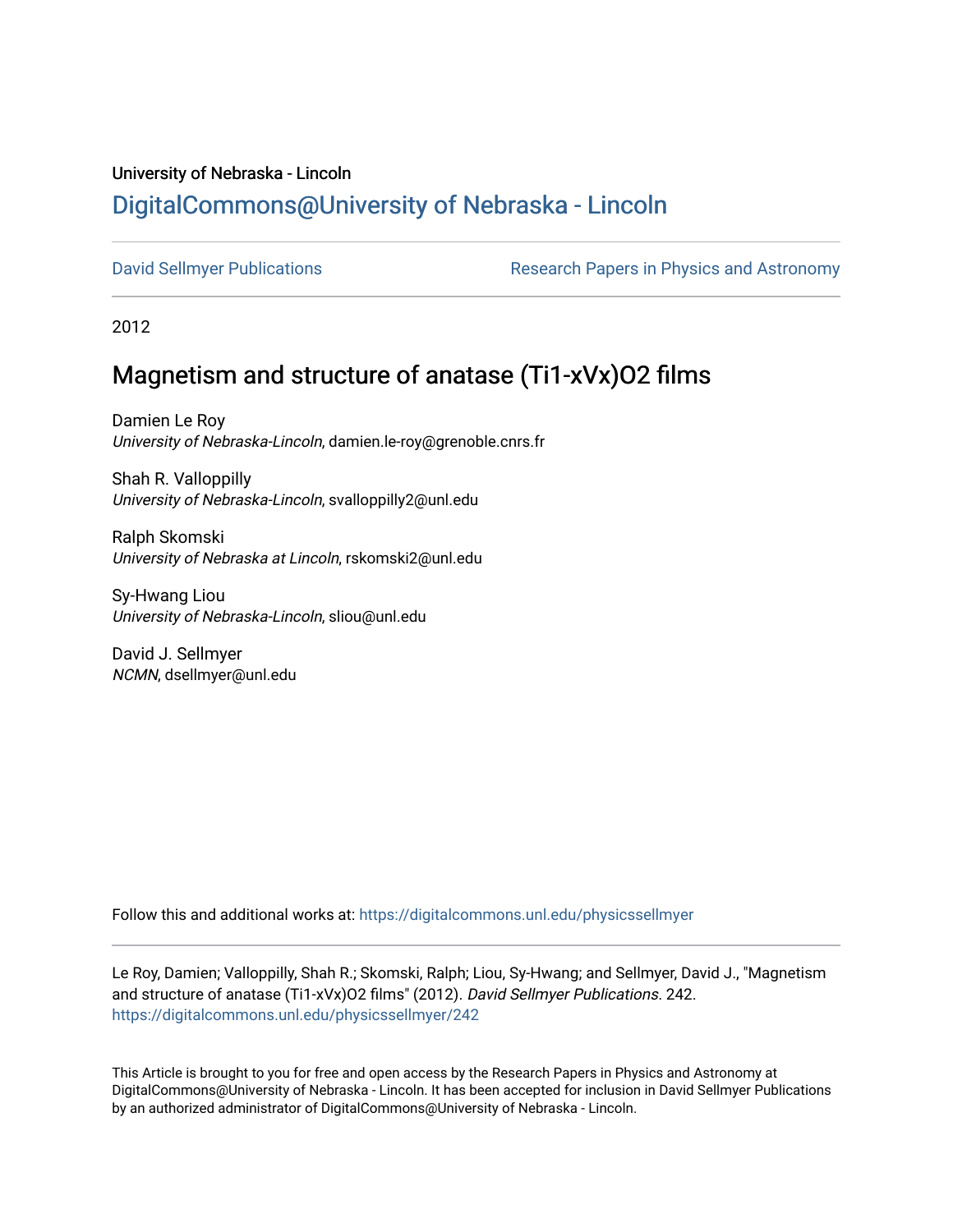University of Nebraska - Lincoln

## DigitalCommons@University of Nebraska - Lincoln

David Sellmyer Publications | Research Papers in Physics and Astronomy

2012

# Magnetism and structure of anatase (Ti1-xVx)O2 films

Damien Le Roy
*University of Nebraska-Lincoln*, damien.le-roy@grenoble.cnrs.fr

Shah R. Valloppilly
*University of Nebraska-Lincoln*, svalloppilly2@unl.edu

Ralph Skomski
*University of Nebraska at Lincoln*, rskomski2@unl.edu

Sy-Hwang Liou
*University of Nebraska-Lincoln*, sliou@unl.edu

David J. Sellmyer
*NCMN*, dsellmyer@unl.edu

Follow this and additional works at: https://digitalcommons.unl.edu/physicssellmyer

Le Roy, Damien; Valloppilly, Shah R.; Skomski, Ralph; Liou, Sy-Hwang; and Sellmyer, David J., "Magnetism and structure of anatase (Ti1-xVx)O2 films" (2012). *David Sellmyer Publications*. 242.
https://digitalcommons.unl.edu/physicssellmyer/242

This Article is brought to you for free and open access by the Research Papers in Physics and Astronomy at DigitalCommons@University of Nebraska - Lincoln. It has been accepted for inclusion in David Sellmyer Publications by an authorized administrator of DigitalCommons@University of Nebraska - Lincoln.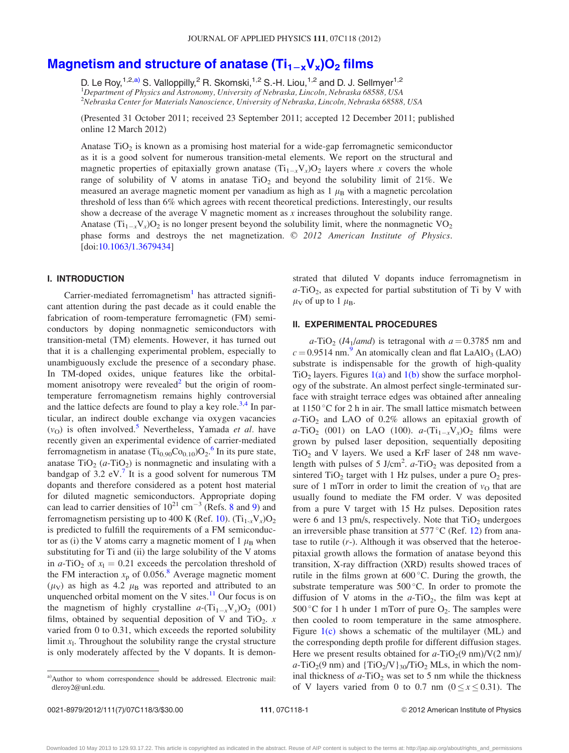# Magnetism and structure of anatase $(Ti_{1-x}V_x)O_2$ films

D. Le Roy,[1,2,a)] S. Valloppilly,[2] R. Skomski,[1,2] S.-H. Liou,[1,2] and D. J. Sellmyer[1,2]

[1]*Department of Physics and Astronomy, University of Nebraska, Lincoln, Nebraska 68588, USA*
[2]*Nebraska Center for Materials Nanoscience, University of Nebraska, Lincoln, Nebraska 68588, USA*

(Presented 31 October 2011; received 23 September 2011; accepted 12 December 2011; published online 12 March 2012)

Anatase $TiO_2$ is known as a promising host material for a wide-gap ferromagnetic semiconductor as it is a good solvent for numerous transition-metal elements. We report on the structural and magnetic properties of epitaxially grown anatase $(Ti_{1-x}V_x)O_2$ layers where $x$ covers the whole range of solubility of V atoms in anatase $TiO_2$ and beyond the solubility limit of 21%. We measured an average magnetic moment per vanadium as high as 1 $\mu_B$ with a magnetic percolation threshold of less than 6% which agrees with recent theoretical predictions. Interestingly, our results show a decrease of the average V magnetic moment as $x$ increases throughout the solubility range. Anatase $(Ti_{1-x}V_x)O_2$ is no longer present beyond the solubility limit, where the nonmagnetic $VO_2$ phase forms and destroys the net magnetization. © *2012 American Institute of Physics.* [doi:10.1063/1.3679434]

## I. INTRODUCTION

Carrier-mediated ferromagnetism[1] has attracted significant attention during the past decade as it could enable the fabrication of room-temperature ferromagnetic (FM) semiconductors by doping nonmagnetic semiconductors with transition-metal (TM) elements. However, it has turned out that it is a challenging experimental problem, especially to unambiguously exclude the presence of a secondary phase. In TM-doped oxides, unique features like the orbital-moment anisotropy were revealed[2] but the origin of room-temperature ferromagnetism remains highly controversial and the lattice defects are found to play a key role.[3,4] In particular, an indirect double exchange via oxygen vacancies ($v_O$) is often involved.[5] Nevertheless, Yamada *et al.* have recently given an experimental evidence of carrier-mediated ferromagnetism in anatase $(Ti_{0.90}Co_{0.10})O_2$.[6] In its pure state, anatase $TiO_2$ ($a$-$TiO_2$) is nonmagnetic and insulating with a bandgap of 3.2 eV.[7] It is a good solvent for numerous TM dopants and therefore considered as a potent host material for diluted magnetic semiconductors. Appropriate doping can lead to carrier densities of $10^{21}$ cm$^{-3}$ (Refs. 8 and 9) and ferromagnetism persisting up to 400 K (Ref. 10). $(Ti_{1-x}V_x)O_2$ is predicted to fulfill the requirements of a FM semiconductor as (i) the V atoms carry a magnetic moment of 1 $\mu_B$ when substituting for Ti and (ii) the large solubility of the V atoms in $a$-$TiO_2$ of $x_l = 0.21$ exceeds the percolation threshold of the FM interaction $x_p$ of 0.056.[8] Average magnetic moment ($\mu_V$) as high as 4.2 $\mu_B$ was reported and attributed to an unquenched orbital moment on the V sites.[11] Our focus is on the magnetism of highly crystalline $a$-$(Ti_{1-x}V_x)O_2$ films, obtained by sequential deposition of V and $TiO_2$. $x$ varied from 0 to 0.31, which exceeds the reported solubility limit $x_l$. Throughout the solubility range the crystal structure is only moderately affected by the V dopants. It is demonstrated that diluted V dopants induce ferromagnetism in $a$-$TiO_2$, as expected for partial substitution of Ti by V with $\mu_V$ of up to 1 $\mu_B$.

## II. EXPERIMENTAL PROCEDURES

$a$-$TiO_2$ ($I4_1/amd$) is tetragonal with $a = 0.3785$ nm and $c = 0.9514$ nm.[9] An atomically clean and flat $LaAlO_3$ (LAO) substrate is indispensable for the growth of high-quality $TiO_2$ layers. Figures 1(a) and 1(b) show the surface morphology of the substrate. An almost perfect single-terminated surface with straight terrace edges was obtained after annealing at 1150 °C for 2 h in air. The small lattice mismatch between $a$-$TiO_2$ and LAO of 0.2% allows an epitaxial growth of $a$-$TiO_2$ (001) on LAO (100). $a$-$(Ti_{1-x}V_x)O_2$ films were grown by pulsed laser deposition, sequentially depositing $TiO_2$ and V layers. We used a KrF laser of 248 nm wavelength with pulses of 5 J/cm$^2$. $a$-$TiO_2$ was deposited from a sintered $TiO_2$ target with 1 Hz pulses, under a pure $O_2$ pressure of 1 mTorr in order to limit the creation of $v_O$ that are usually found to mediate the FM order. V was deposited from a pure V target with 15 Hz pulses. Deposition rates were 6 and 13 pm/s, respectively. Note that $TiO_2$ undergoes an irreversible phase transition at 577 °C (Ref. 12) from anatase to rutile ($r$-). Although it was observed that the heteroepitaxial growth allows the formation of anatase beyond this transition, X-ray diffraction (XRD) results showed traces of rutile in the films grown at 600 °C. During the growth, the substrate temperature was 500 °C. In order to promote the diffusion of V atoms in the $a$-$TiO_2$, the film was kept at 500 °C for 1 h under 1 mTorr of pure $O_2$. The samples were then cooled to room temperature in the same atmosphere. Figure 1(c) shows a schematic of the multilayer (ML) and the corresponding depth profile for different diffusion stages. Here we present results obtained for $a$-$TiO_2$(9 nm)/V(2 nm)/$a$-$TiO_2$(9 nm) and $\{TiO_2/V\}_{30}/TiO_2$ MLs, in which the nominal thickness of $a$-$TiO_2$ was set to 5 nm while the thickness of V layers varied from 0 to 0.7 nm ($0 \leq x \leq 0.31$). The

---
a)Author to whom correspondence should be addressed. Electronic mail: dleroy2@unl.edu.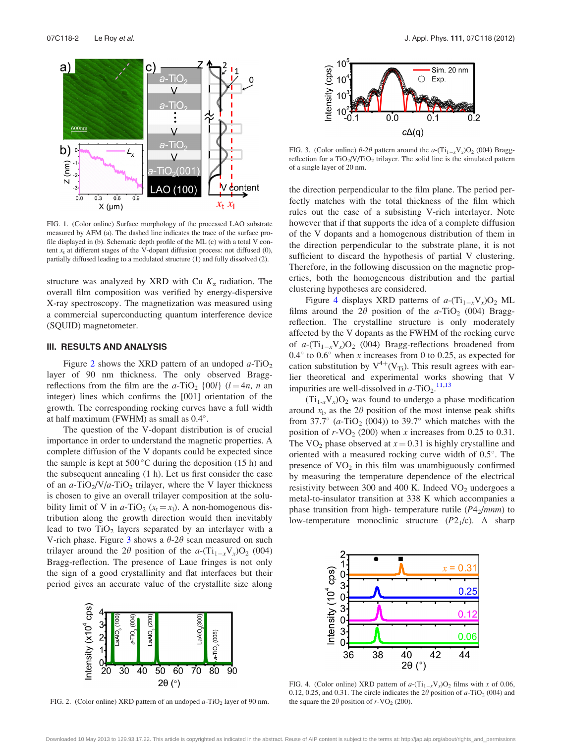FIG. 1. (Color online) Surface morphology of the processed LAO substrate measured by AFM (a). The dashed line indicates the trace of the surface profile displayed in (b). Schematic depth profile of the ML (c) with a total V content $x_t$ at different stages of the V-dopant diffusion process: not diffused (0), partially diffused leading to a modulated structure (1) and fully dissolved (2).

structure was analyzed by XRD with Cu $K_\alpha$ radiation. The overall film composition was verified by energy-dispersive X-ray spectroscopy. The magnetization was measured using a commercial superconducting quantum interference device (SQUID) magnetometer.

## III. RESULTS AND ANALYSIS

Figure 2 shows the XRD pattern of an undoped $a$-$TiO_2$ layer of 90 nm thickness. The only observed Bragg-reflections from the film are the $a$-$TiO_2$ $\{00l\}$ ($l = 4n$, $n$ an integer) lines which confirms the [001] orientation of the growth. The corresponding rocking curves have a full width at half maximum (FWHM) as small as 0.4°.

The question of the V-dopant distribution is of crucial importance in order to understand the magnetic properties. A complete diffusion of the V dopants could be expected since the sample is kept at 500 °C during the deposition (15 h) and the subsequent annealing (1 h). Let us first consider the case of an $a$-$TiO_2$/V/$a$-$TiO_2$ trilayer, where the V layer thickness is chosen to give an overall trilayer composition at the solubility limit of V in $a$-$TiO_2$ ($x_t = x_l$). A non-homogenous distribution along the growth direction would then inevitably lead to two $TiO_2$ layers separated by an interlayer with a V-rich phase. Figure 3 shows a $\theta$-$2\theta$ scan measured on such trilayer around the $2\theta$ position of the $a$-$(Ti_{1-x}V_x)O_2$ (004) Bragg-reflection. The presence of Laue fringes is not only the sign of a good crystallinity and flat interfaces but their period gives an accurate value of the crystallite size along the direction perpendicular to the film plane. The period perfectly matches with the total thickness of the film which rules out the case of a subsisting V-rich interlayer. Note however that if that supports the idea of a complete diffusion of the V dopants and a homogenous distribution of them in the direction perpendicular to the substrate plane, it is not sufficient to discard the hypothesis of partial V clustering. Therefore, in the following discussion on the magnetic properties, both the homogeneous distribution and the partial clustering hypotheses are considered.

FIG. 2. (Color online) XRD pattern of an undoped $a$-$TiO_2$ layer of 90 nm.

FIG. 3. (Color online) $\theta$-$2\theta$ pattern around the $a$-$(Ti_{1-x}V_x)O_2$ (004) Bragg-reflection for a $TiO_2$/V/$TiO_2$ trilayer. The solid line is the simulated pattern of a single layer of 20 nm.

Figure 4 displays XRD patterns of $a$-$(Ti_{1-x}V_x)O_2$ ML films around the $2\theta$ position of the $a$-$TiO_2$ (004) Bragg-reflection. The crystalline structure is only moderately affected by the V dopants as the FWHM of the rocking curve of $a$-$(Ti_{1-x}V_x)O_2$ (004) Bragg-reflections broadened from 0.4° to 0.6° when $x$ increases from 0 to 0.25, as expected for cation substitution by $V^{4+}(V_{Ti})$. This result agrees with earlier theoretical and experimental works showing that V impurities are well-dissolved in $a$-$TiO_2$.[11,13]

$(Ti_{1-x}V_x)O_2$ was found to undergo a phase modification around $x_l$, as the $2\theta$ position of the most intense peak shifts from 37.7° ($a$-$TiO_2$ (004)) to 39.7° which matches with the position of $r$-$VO_2$ (200) when $x$ increases from 0.25 to 0.31. The $VO_2$ phase observed at $x = 0.31$ is highly crystalline and oriented with a measured rocking curve width of 0.5°. The presence of $VO_2$ in this film was unambiguously confirmed by measuring the temperature dependence of the electrical resistivity between 300 and 400 K. Indeed $VO_2$ undergoes a metal-to-insulator transition at 338 K which accompanies a phase transition from high- temperature rutile ($P4_2/mnm$) to low-temperature monoclinic structure ($P2_1/c$). A sharp

FIG. 4. (Color online) XRD pattern of $a$-$(Ti_{1-x}V_x)O_2$ films with $x$ of 0.06, 0.12, 0.25, and 0.31. The circle indicates the $2\theta$ position of $a$-$TiO_2$ (004) and the square the $2\theta$ position of $r$-$VO_2$ (200).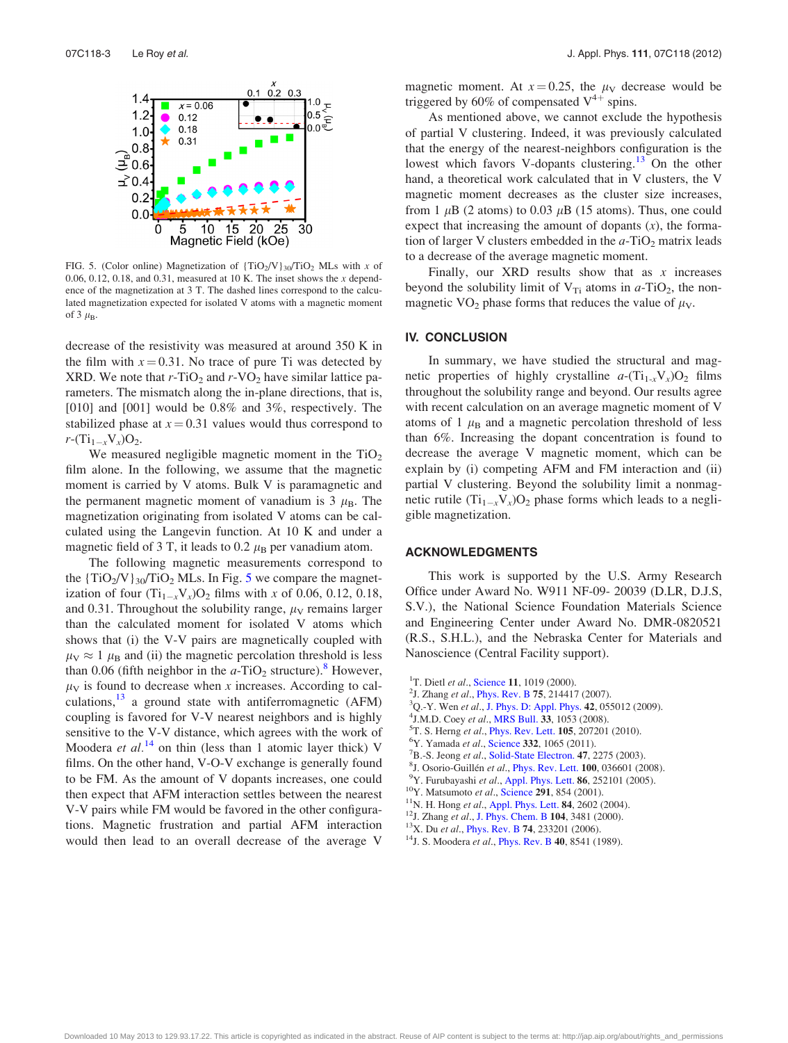1.4
1.2
1.0
0.8
0.6
0.4
0.2
0.0
$\mu_V$ ($\mu_B$)
0 5 10 15 20 25 30
Magnetic Field (kOe)
$x$ = 0.06
0.12
0.18
0.31
$x$
0.1 0.2 0.3
1.0
0.5
0.0
$\mu_V$ ($\mu_B$)

FIG. 5. (Color online) Magnetization of $\{TiO_2/V\}_{30}/TiO_2$ MLs with $x$ of 0.06, 0.12, 0.18, and 0.31, measured at 10 K. The inset shows the $x$ dependence of the magnetization at 3 T. The dashed lines correspond to the calculated magnetization expected for isolated V atoms with a magnetic moment of 3 $\mu_B$.

decrease of the resistivity was measured at around 350 K in the film with $x = 0.31$. No trace of pure Ti was detected by XRD. We note that $r$-$TiO_2$ and $r$-$VO_2$ have similar lattice parameters. The mismatch along the in-plane directions, that is, [010] and [001] would be 0.8% and 3%, respectively. The stabilized phase at $x = 0.31$ values would thus correspond to $r$-$(Ti_{1-x}V_x)O_2$.

We measured negligible magnetic moment in the $TiO_2$ film alone. In the following, we assume that the magnetic moment is carried by V atoms. Bulk V is paramagnetic and the permanent magnetic moment of vanadium is 3 $\mu_B$. The magnetization originating from isolated V atoms can be calculated using the Langevin function. At 10 K and under a magnetic field of 3 T, it leads to 0.2 $\mu_B$ per vanadium atom.

The following magnetic measurements correspond to the $\{TiO_2/V\}_{30}/TiO_2$ MLs. In Fig. 5 we compare the magnetization of four $(Ti_{1-x}V_x)O_2$ films with $x$ of 0.06, 0.12, 0.18, and 0.31. Throughout the solubility range, $\mu_V$ remains larger than the calculated moment for isolated V atoms which shows that (i) the V-V pairs are magnetically coupled with $\mu_V \approx 1$ $\mu_B$ and (ii) the magnetic percolation threshold is less than 0.06 (fifth neighbor in the $a$-$TiO_2$ structure).[8] However, $\mu_V$ is found to decrease when $x$ increases. According to calculations,[13] a ground state with antiferromagnetic (AFM) coupling is favored for V-V nearest neighbors and is highly sensitive to the V-V distance, which agrees with the work of Moodera *et al.*[14] on thin (less than 1 atomic layer thick) V films. On the other hand, V-O-V exchange is generally found to be FM. As the amount of V dopants increases, one could then expect that AFM interaction settles between the nearest V-V pairs while FM would be favored in the other configurations. Magnetic frustration and partial AFM interaction would then lead to an overall decrease of the average V magnetic moment. At $x = 0.25$, the $\mu_V$ decrease would be triggered by 60% of compensated $V^{4+}$ spins.

As mentioned above, we cannot exclude the hypothesis of partial V clustering. Indeed, it was previously calculated that the energy of the nearest-neighbors configuration is the lowest which favors V-dopants clustering.[13] On the other hand, a theoretical work calculated that in V clusters, the V magnetic moment decreases as the cluster size increases, from 1 $\mu$B (2 atoms) to 0.03 $\mu$B (15 atoms). Thus, one could expect that increasing the amount of dopants ($x$), the formation of larger V clusters embedded in the $a$-$TiO_2$ matrix leads to a decrease of the average magnetic moment.

Finally, our XRD results show that as $x$ increases beyond the solubility limit of $V_{Ti}$ atoms in $a$-$TiO_2$, the nonmagnetic $VO_2$ phase forms that reduces the value of $\mu_V$.

## IV. CONCLUSION

In summary, we have studied the structural and magnetic properties of highly crystalline $a$-$(Ti_{1-x}V_x)O_2$ films throughout the solubility range and beyond. Our results agree with recent calculation on an average magnetic moment of V atoms of 1 $\mu_B$ and a magnetic percolation threshold of less than 6%. Increasing the dopant concentration is found to decrease the average V magnetic moment, which can be explain by (i) competing AFM and FM interaction and (ii) partial V clustering. Beyond the solubility limit a nonmagnetic rutile $(Ti_{1-x}V_x)O_2$ phase forms which leads to a negligible magnetization.

## ACKNOWLEDGMENTS

This work is supported by the U.S. Army Research Office under Award No. W911 NF-09- 20039 (D.L.R, D.J.S, S.V.), the National Science Foundation Materials Science and Engineering Center under Award No. DMR-0820521 (R.S., S.H.L.), and the Nebraska Center for Materials and Nanoscience (Central Facility support).

[1] T. Dietl *et al.*, Science **11**, 1019 (2000).
[2] J. Zhang *et al.*, Phys. Rev. B **75**, 214417 (2007).
[3] Q.-Y. Wen *et al.*, J. Phys. D: Appl. Phys. **42**, 055012 (2009).
[4] J.M.D. Coey *et al.*, MRS Bull. **33**, 1053 (2008).
[5] T. S. Herng *et al.*, Phys. Rev. Lett. **105**, 207201 (2010).
[6] Y. Yamada *et al.*, Science **332**, 1065 (2011).
[7] B.-S. Jeong *et al.*, Solid-State Electron. **47**, 2275 (2003).
[8] J. Osorio-Guillén *et al.*, Phys. Rev. Lett. **100**, 036601 (2008).
[9] Y. Furubayashi *et al.*, Appl. Phys. Lett. **86**, 252101 (2005).
[10] Y. Matsumoto *et al.*, Science **291**, 854 (2001).
[11] N. H. Hong *et al.*, Appl. Phys. Lett. **84**, 2602 (2004).
[12] J. Zhang *et al.*, J. Phys. Chem. B **104**, 3481 (2000).
[13] X. Du *et al.*, Phys. Rev. B **74**, 233201 (2006).
[14] J. S. Moodera *et al.*, Phys. Rev. B **40**, 8541 (1989).